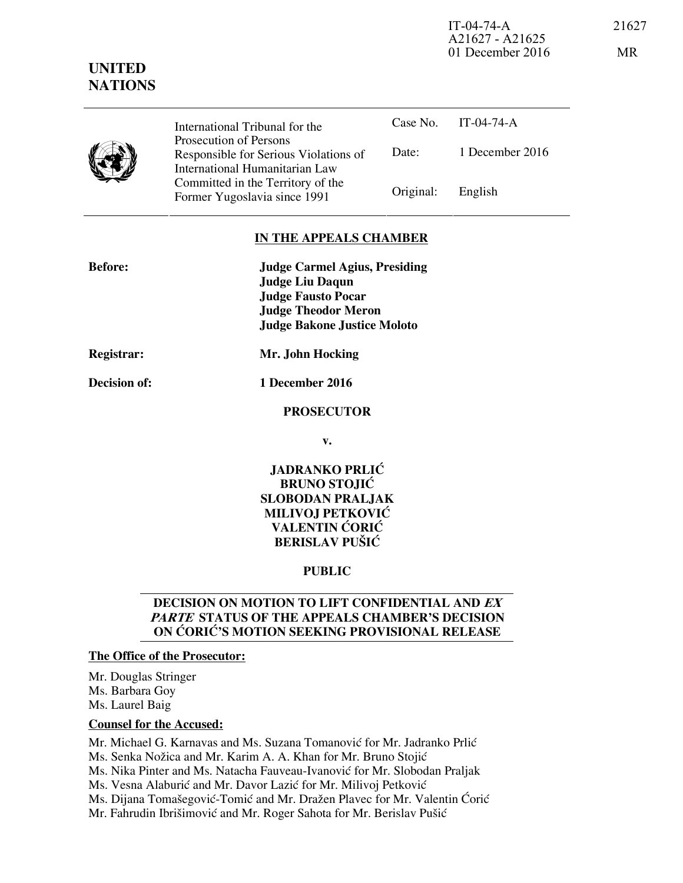IT-04-74-A 21627
A21627 - A21625
01 December 2016 MR

**UNITED NATIONS**

| | International Tribunal for the Prosecution of Persons Responsible for Serious Violations of International Humanitarian Law Committed in the Territory of the Former Yugoslavia since 1991 | Case No. | IT-04-74-A |
|---|---|---|---|
| | | Date: | 1 December 2016 |
| | | Original: | English |

## IN THE APPEALS CHAMBER

**Before:** **Judge Carmel Agius, Presiding**
**Judge Liu Daqun**
**Judge Fausto Pocar**
**Judge Theodor Meron**
**Judge Bakone Justice Moloto**

**Registrar:** **Mr. John Hocking**

**Decision of:** **1 December 2016**

**PROSECUTOR**

**v.**

**JADRANKO PRLIĆ**
**BRUNO STOJIĆ**
**SLOBODAN PRALJAK**
**MILIVOJ PETKOVIĆ**
**VALENTIN ĆORIĆ**
**BERISLAV PUŠIĆ**

**PUBLIC**

## DECISION ON MOTION TO LIFT CONFIDENTIAL AND *EX PARTE* STATUS OF THE APPEALS CHAMBER'S DECISION ON ĆORIĆ'S MOTION SEEKING PROVISIONAL RELEASE

**The Office of the Prosecutor:**

Mr. Douglas Stringer
Ms. Barbara Goy
Ms. Laurel Baig

**Counsel for the Accused:**

Mr. Michael G. Karnavas and Ms. Suzana Tomanović for Mr. Jadranko Prlić
Ms. Senka Nožica and Mr. Karim A. A. Khan for Mr. Bruno Stojić
Ms. Nika Pinter and Ms. Natacha Fauveau-Ivanović for Mr. Slobodan Praljak
Ms. Vesna Alaburić and Mr. Davor Lazić for Mr. Milivoj Petković
Ms. Dijana Tomašegović-Tomić and Mr. Dražen Plavec for Mr. Valentin Ćorić
Mr. Fahrudin Ibrišimović and Mr. Roger Sahota for Mr. Berislav Pušić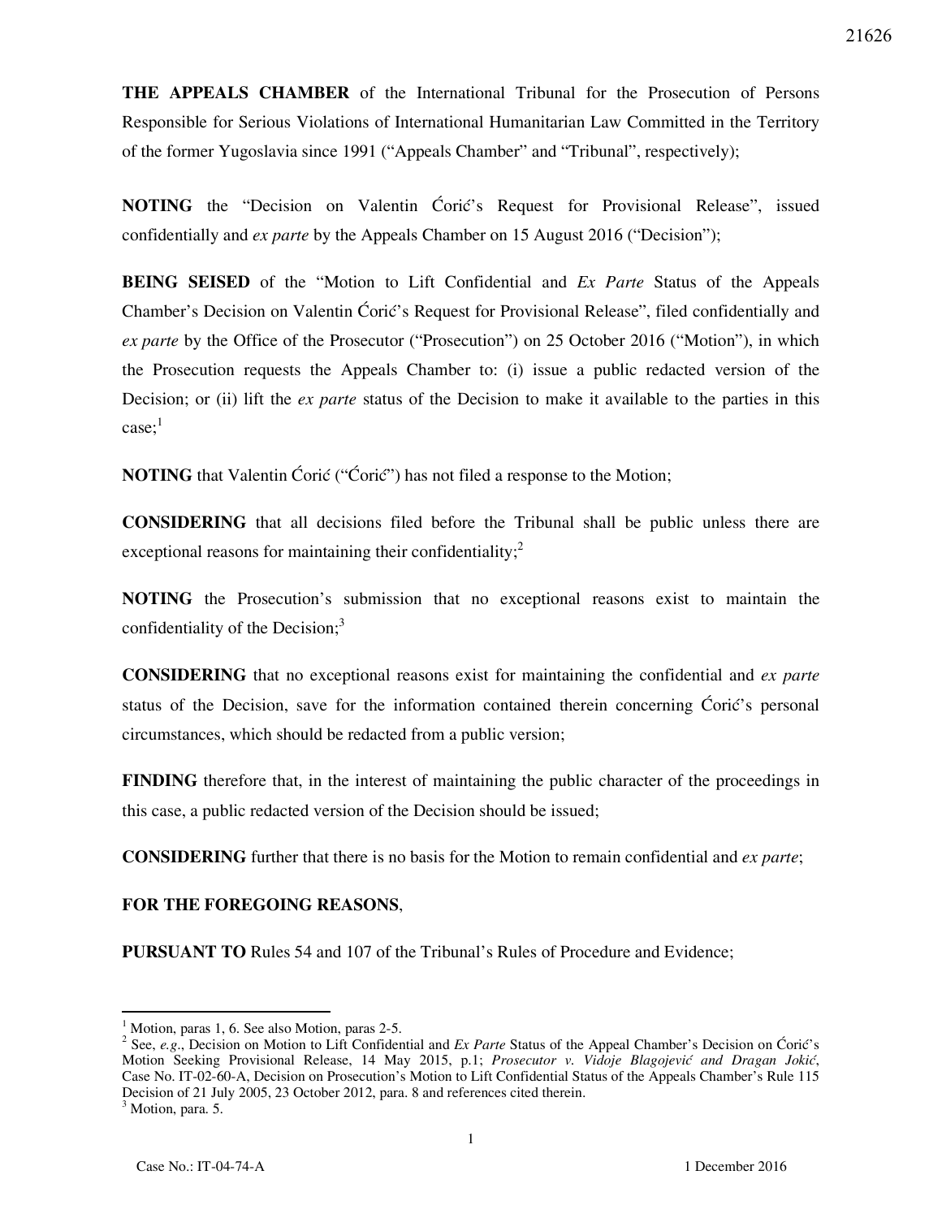**THE APPEALS CHAMBER** of the International Tribunal for the Prosecution of Persons Responsible for Serious Violations of International Humanitarian Law Committed in the Territory of the former Yugoslavia since 1991 ("Appeals Chamber" and "Tribunal", respectively);

**NOTING** the "Decision on Valentin Ćorić's Request for Provisional Release", issued confidentially and *ex parte* by the Appeals Chamber on 15 August 2016 ("Decision");

**BEING SEISED** of the "Motion to Lift Confidential and *Ex Parte* Status of the Appeals Chamber's Decision on Valentin Ćorić's Request for Provisional Release", filed confidentially and *ex parte* by the Office of the Prosecutor ("Prosecution") on 25 October 2016 ("Motion"), in which the Prosecution requests the Appeals Chamber to: (i) issue a public redacted version of the Decision; or (ii) lift the *ex parte* status of the Decision to make it available to the parties in this case;[1]

**NOTING** that Valentin Ćorić ("Ćorić") has not filed a response to the Motion;

**CONSIDERING** that all decisions filed before the Tribunal shall be public unless there are exceptional reasons for maintaining their confidentiality;[2]

**NOTING** the Prosecution's submission that no exceptional reasons exist to maintain the confidentiality of the Decision;[3]

**CONSIDERING** that no exceptional reasons exist for maintaining the confidential and *ex parte* status of the Decision, save for the information contained therein concerning Ćorić's personal circumstances, which should be redacted from a public version;

**FINDING** therefore that, in the interest of maintaining the public character of the proceedings in this case, a public redacted version of the Decision should be issued;

**CONSIDERING** further that there is no basis for the Motion to remain confidential and *ex parte*;

**FOR THE FOREGOING REASONS**,

**PURSUANT TO** Rules 54 and 107 of the Tribunal's Rules of Procedure and Evidence;

---

[1] Motion, paras 1, 6. See also Motion, paras 2-5.

[2] See, *e.g.*, Decision on Motion to Lift Confidential and *Ex Parte* Status of the Appeal Chamber's Decision on Ćorić's Motion Seeking Provisional Release, 14 May 2015, p.1; *Prosecutor v. Vidoje Blagojević and Dragan Jokić*, Case No. IT-02-60-A, Decision on Prosecution's Motion to Lift Confidential Status of the Appeals Chamber's Rule 115 Decision of 21 July 2005, 23 October 2012, para. 8 and references cited therein.

[3] Motion, para. 5.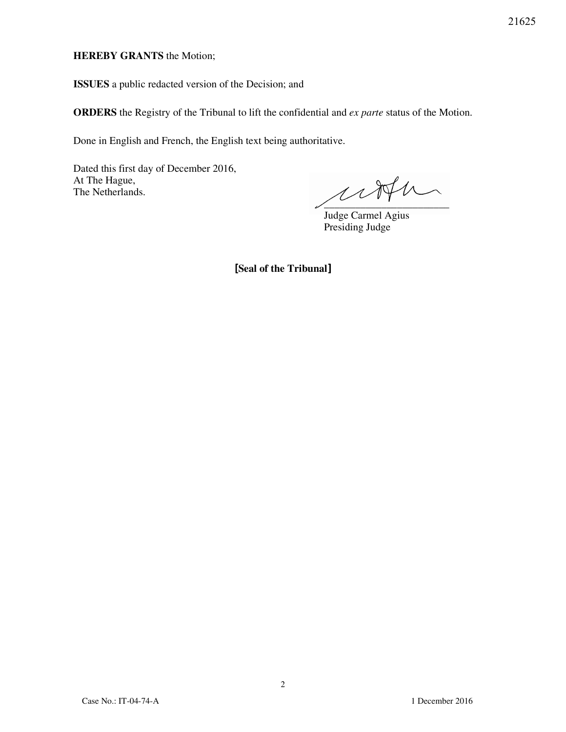**HEREBY GRANTS** the Motion;

**ISSUES** a public redacted version of the Decision; and

**ORDERS** the Registry of the Tribunal to lift the confidential and *ex parte* status of the Motion.

Done in English and French, the English text being authoritative.

Dated this first day of December 2016,
At The Hague,
The Netherlands.

Judge Carmel Agius
Presiding Judge

**[Seal of the Tribunal]**